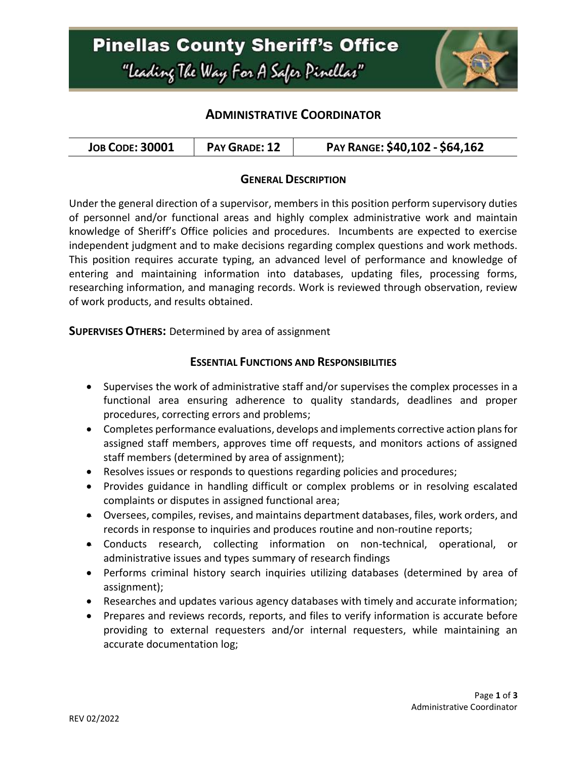# Pinellas County Sheriff's Office

"Leading The Way For A Safer Pinellas"

## ADMINISTRATIVE COORDINATOR

| JOB CODE: 30001 | PAY GRADE: 12 | PAY RANGE: $40,102 - $64,162 |
| --- | --- | --- |

### GENERAL DESCRIPTION

Under the general direction of a supervisor, members in this position perform supervisory duties of personnel and/or functional areas and highly complex administrative work and maintain knowledge of Sheriff's Office policies and procedures. Incumbents are expected to exercise independent judgment and to make decisions regarding complex questions and work methods. This position requires accurate typing, an advanced level of performance and knowledge of entering and maintaining information into databases, updating files, processing forms, researching information, and managing records. Work is reviewed through observation, review of work products, and results obtained.

**SUPERVISES OTHERS:** Determined by area of assignment

### ESSENTIAL FUNCTIONS AND RESPONSIBILITIES

- Supervises the work of administrative staff and/or supervises the complex processes in a functional area ensuring adherence to quality standards, deadlines and proper procedures, correcting errors and problems;
- Completes performance evaluations, develops and implements corrective action plans for assigned staff members, approves time off requests, and monitors actions of assigned staff members (determined by area of assignment);
- Resolves issues or responds to questions regarding policies and procedures;
- Provides guidance in handling difficult or complex problems or in resolving escalated complaints or disputes in assigned functional area;
- Oversees, compiles, revises, and maintains department databases, files, work orders, and records in response to inquiries and produces routine and non-routine reports;
- Conducts research, collecting information on non-technical, operational, or administrative issues and types summary of research findings
- Performs criminal history search inquiries utilizing databases (determined by area of assignment);
- Researches and updates various agency databases with timely and accurate information;
- Prepares and reviews records, reports, and files to verify information is accurate before providing to external requesters and/or internal requesters, while maintaining an accurate documentation log;

REV 02/2022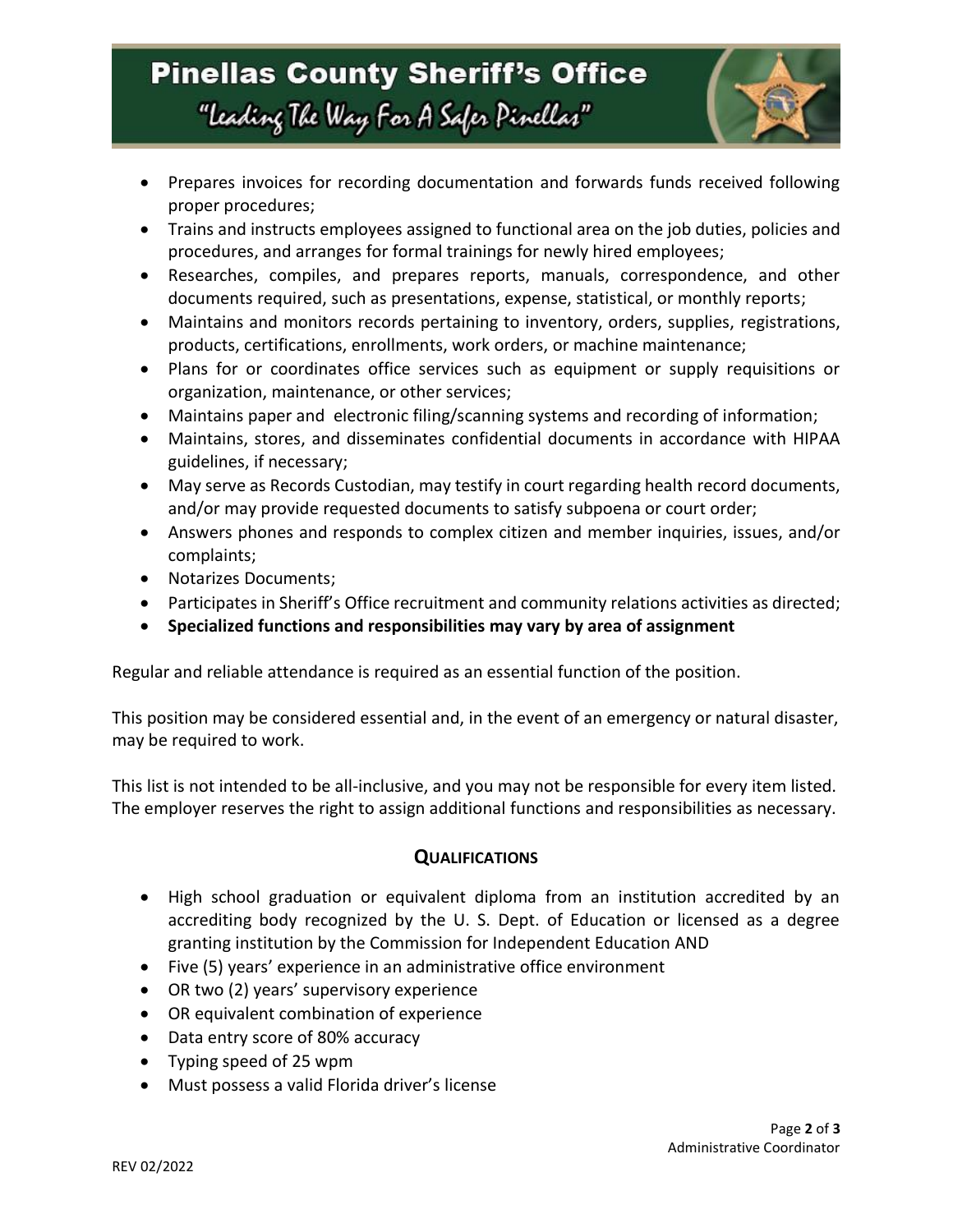- Prepares invoices for recording documentation and forwards funds received following proper procedures;
- Trains and instructs employees assigned to functional area on the job duties, policies and procedures, and arranges for formal trainings for newly hired employees;
- Researches, compiles, and prepares reports, manuals, correspondence, and other documents required, such as presentations, expense, statistical, or monthly reports;
- Maintains and monitors records pertaining to inventory, orders, supplies, registrations, products, certifications, enrollments, work orders, or machine maintenance;
- Plans for or coordinates office services such as equipment or supply requisitions or organization, maintenance, or other services;
- Maintains paper and electronic filing/scanning systems and recording of information;
- Maintains, stores, and disseminates confidential documents in accordance with HIPAA guidelines, if necessary;
- May serve as Records Custodian, may testify in court regarding health record documents, and/or may provide requested documents to satisfy subpoena or court order;
- Answers phones and responds to complex citizen and member inquiries, issues, and/or complaints;
- Notarizes Documents;
- Participates in Sheriff's Office recruitment and community relations activities as directed;
- **Specialized functions and responsibilities may vary by area of assignment**

Regular and reliable attendance is required as an essential function of the position.

This position may be considered essential and, in the event of an emergency or natural disaster, may be required to work.

This list is not intended to be all-inclusive, and you may not be responsible for every item listed. The employer reserves the right to assign additional functions and responsibilities as necessary.

## QUALIFICATIONS

- High school graduation or equivalent diploma from an institution accredited by an accrediting body recognized by the U. S. Dept. of Education or licensed as a degree granting institution by the Commission for Independent Education AND
- Five (5) years' experience in an administrative office environment
- OR two (2) years' supervisory experience
- OR equivalent combination of experience
- Data entry score of 80% accuracy
- Typing speed of 25 wpm
- Must possess a valid Florida driver's license

REV 02/2022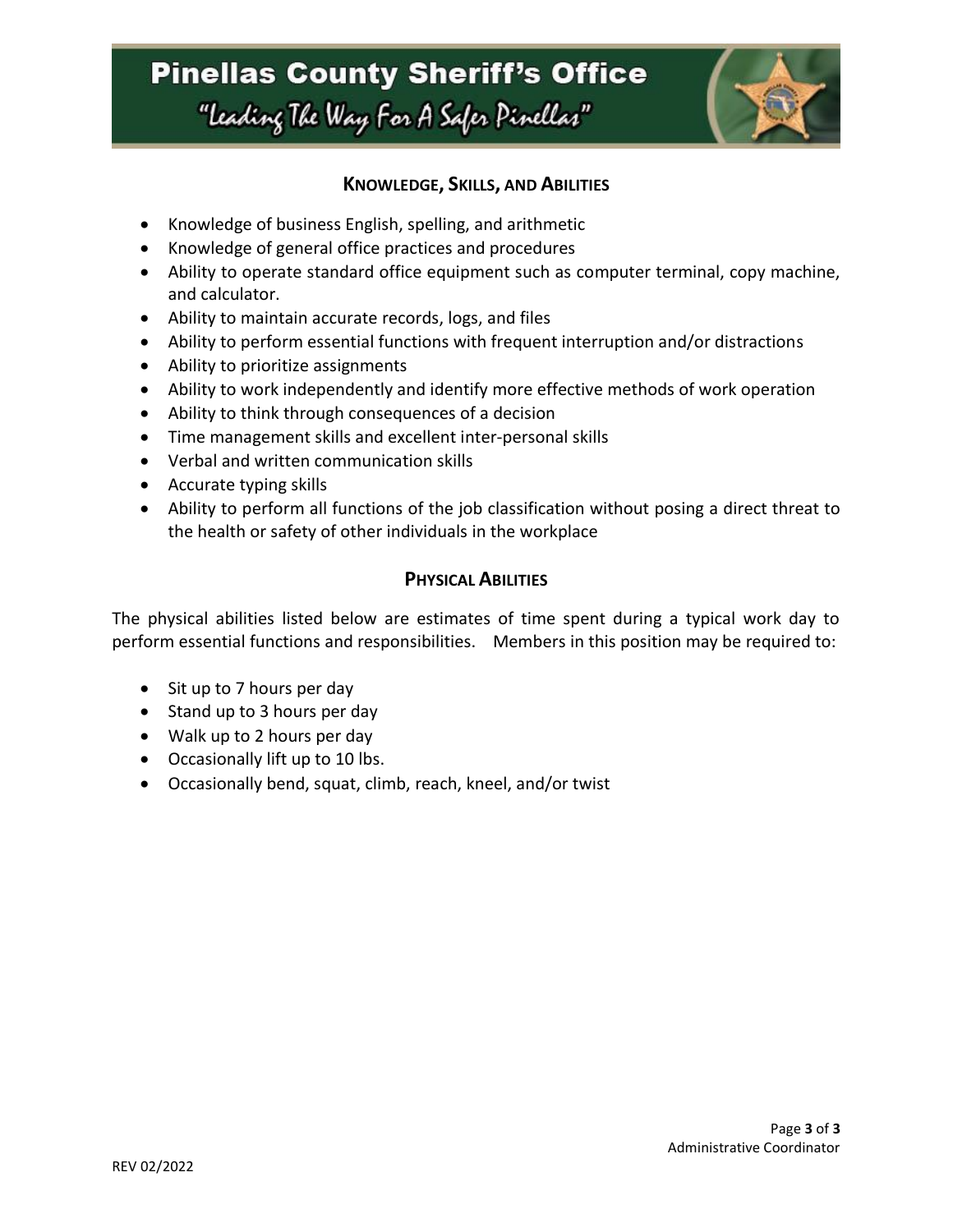## KNOWLEDGE, SKILLS, AND ABILITIES

- Knowledge of business English, spelling, and arithmetic
- Knowledge of general office practices and procedures
- Ability to operate standard office equipment such as computer terminal, copy machine, and calculator.
- Ability to maintain accurate records, logs, and files
- Ability to perform essential functions with frequent interruption and/or distractions
- Ability to prioritize assignments
- Ability to work independently and identify more effective methods of work operation
- Ability to think through consequences of a decision
- Time management skills and excellent inter-personal skills
- Verbal and written communication skills
- Accurate typing skills
- Ability to perform all functions of the job classification without posing a direct threat to the health or safety of other individuals in the workplace

## PHYSICAL ABILITIES

The physical abilities listed below are estimates of time spent during a typical work day to perform essential functions and responsibilities. Members in this position may be required to:

- Sit up to 7 hours per day
- Stand up to 3 hours per day
- Walk up to 2 hours per day
- Occasionally lift up to 10 lbs.
- Occasionally bend, squat, climb, reach, kneel, and/or twist